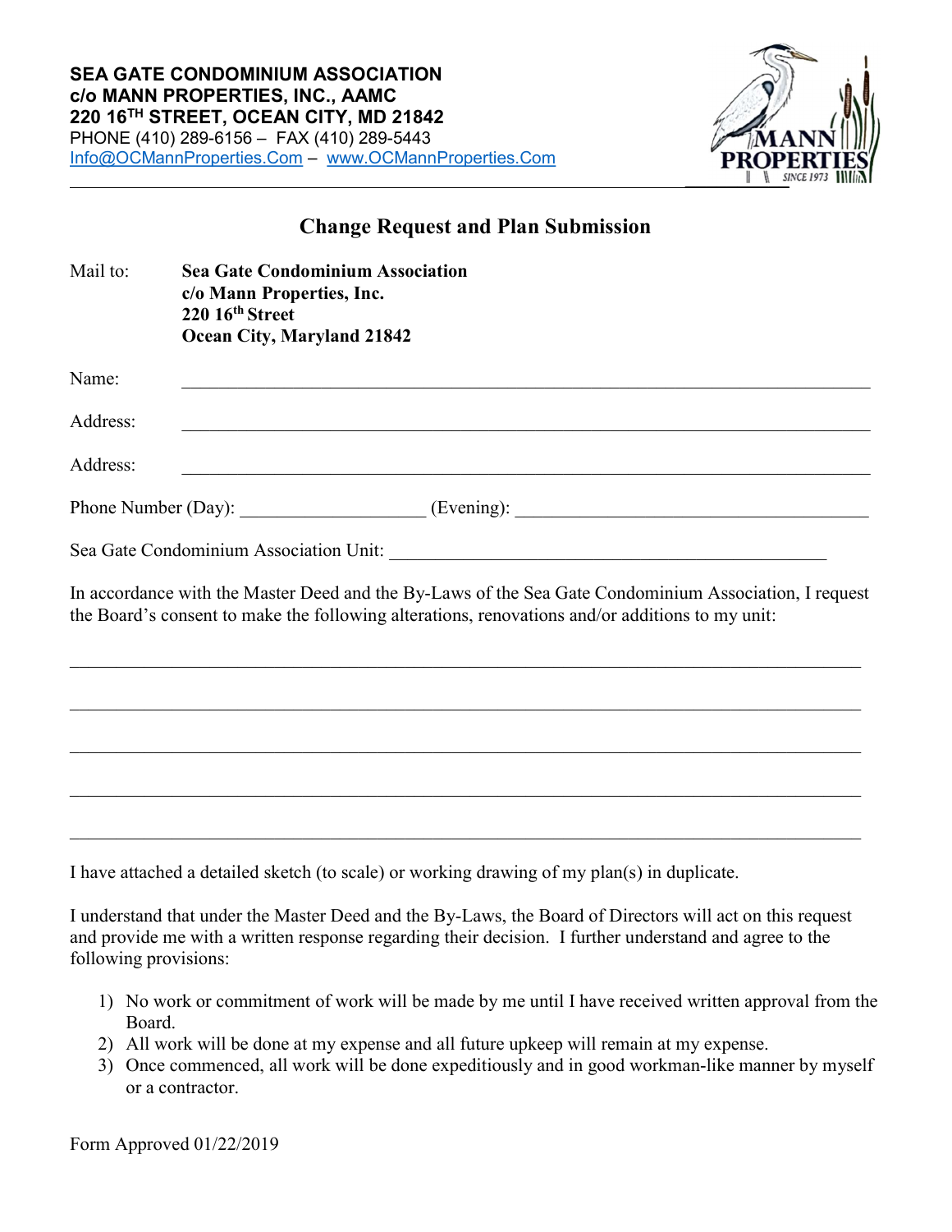**SEA GATE CONDOMINIUM ASSOCIATION**
**c/o MANN PROPERTIES, INC., AAMC**
**220 16TH STREET, OCEAN CITY, MD 21842**
PHONE (410) 289-6156 – FAX (410) 289-5443
Info@OCMannProperties.Com – www.OCMannProperties.Com

## Change Request and Plan Submission

Mail to: **Sea Gate Condominium Association**
**c/o Mann Properties, Inc.**
**220 16th Street**
**Ocean City, Maryland 21842**

Name: ______________________________________________________________

Address: ______________________________________________________________

Address: ______________________________________________________________

Phone Number (Day): ____________________ (Evening): ______________________________

Sea Gate Condominium Association Unit: ______________________________________

In accordance with the Master Deed and the By-Laws of the Sea Gate Condominium Association, I request the Board's consent to make the following alterations, renovations and/or additions to my unit:

__________________________________________________________________________

__________________________________________________________________________

__________________________________________________________________________

__________________________________________________________________________

__________________________________________________________________________

I have attached a detailed sketch (to scale) or working drawing of my plan(s) in duplicate.

I understand that under the Master Deed and the By-Laws, the Board of Directors will act on this request and provide me with a written response regarding their decision. I further understand and agree to the following provisions:

1) No work or commitment of work will be made by me until I have received written approval from the Board.
2) All work will be done at my expense and all future upkeep will remain at my expense.
3) Once commenced, all work will be done expeditiously and in good workman-like manner by myself or a contractor.

Form Approved 01/22/2019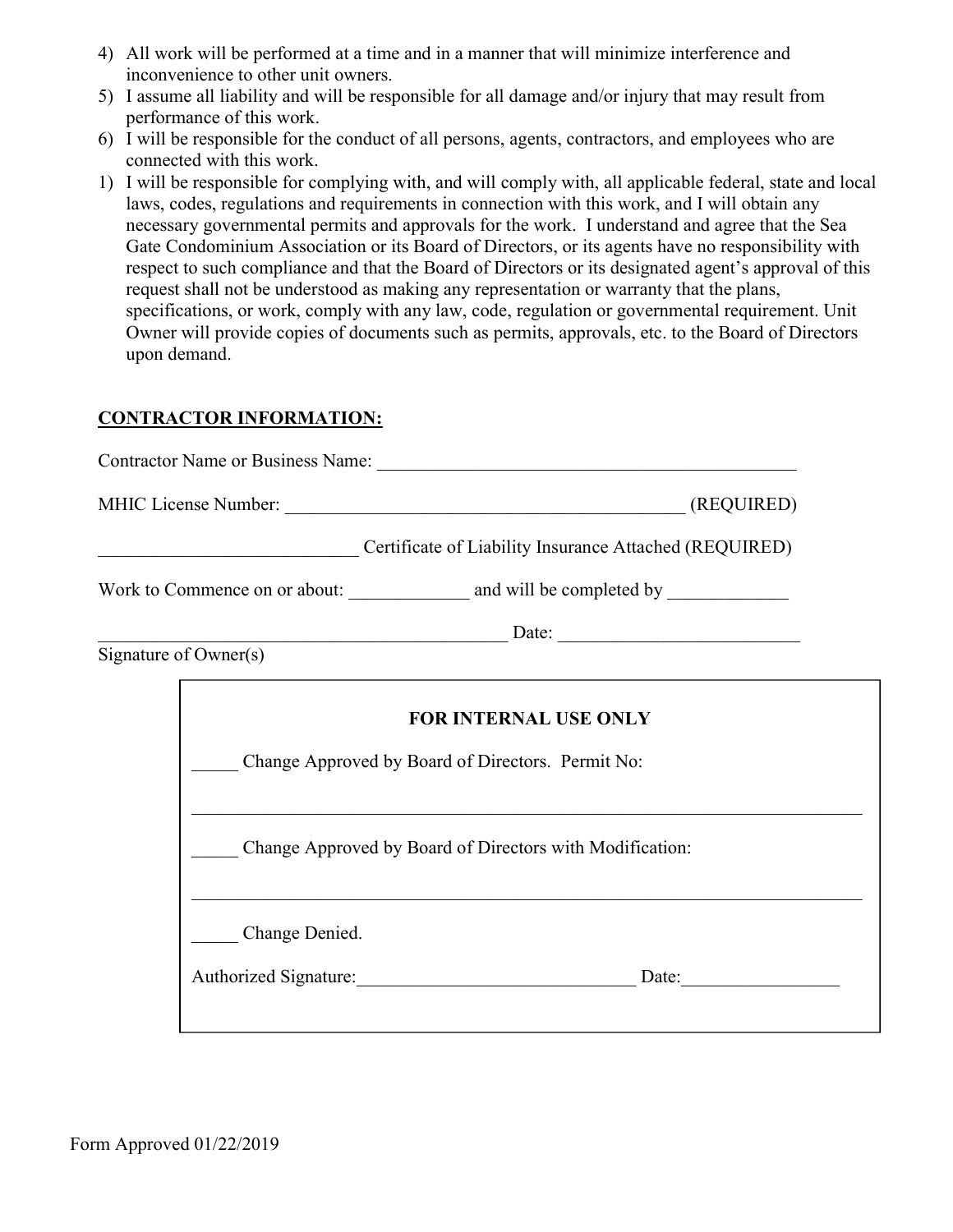4) All work will be performed at a time and in a manner that will minimize interference and inconvenience to other unit owners.
5) I assume all liability and will be responsible for all damage and/or injury that may result from performance of this work.
6) I will be responsible for the conduct of all persons, agents, contractors, and employees who are connected with this work.
1) I will be responsible for complying with, and will comply with, all applicable federal, state and local laws, codes, regulations and requirements in connection with this work, and I will obtain any necessary governmental permits and approvals for the work. I understand and agree that the Sea Gate Condominium Association or its Board of Directors, or its agents have no responsibility with respect to such compliance and that the Board of Directors or its designated agent's approval of this request shall not be understood as making any representation or warranty that the plans, specifications, or work, comply with any law, code, regulation or governmental requirement. Unit Owner will provide copies of documents such as permits, approvals, etc. to the Board of Directors upon demand.

**CONTRACTOR INFORMATION:**

Contractor Name or Business Name: ______________________________________________

MHIC License Number: ____________________________________________ (REQUIRED)

___________________________ Certificate of Liability Insurance Attached (REQUIRED)

Work to Commence on or about: _____________ and will be completed by _____________

_____________________________________________ Date: __________________________
Signature of Owner(s)

**FOR INTERNAL USE ONLY**

_____ Change Approved by Board of Directors. Permit No:

___________________________________________________________________________

_____ Change Approved by Board of Directors with Modification:

___________________________________________________________________________

_____ Change Denied.

Authorized Signature:_____________________________ Date:________________

Form Approved 01/22/2019